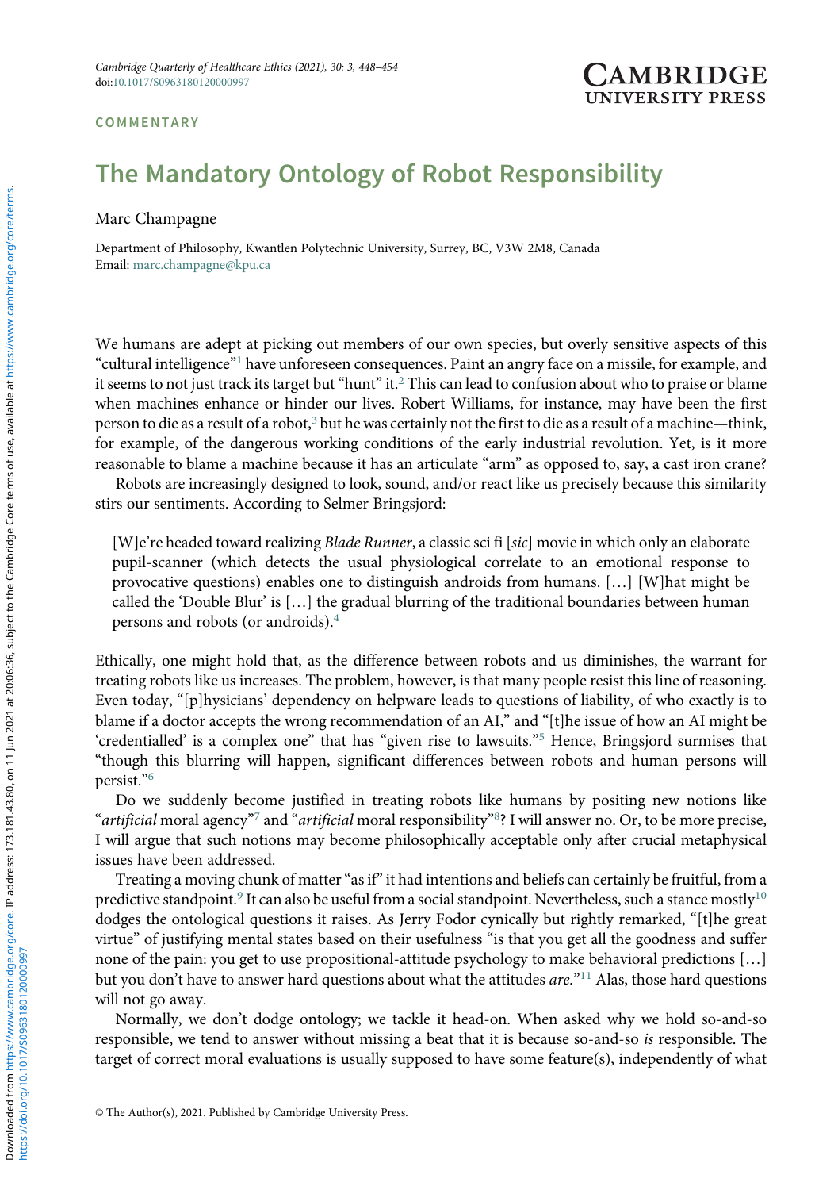COMMENTARY

# The Mandatory Ontology of Robot Responsibility

Marc Champagne

Department of Philosophy, Kwantlen Polytechnic University, Surrey, BC, V3W 2M8, Canada
Email: marc.champagne@kpu.ca

We humans are adept at picking out members of our own species, but overly sensitive aspects of this "cultural intelligence"[1] have unforeseen consequences. Paint an angry face on a missile, for example, and it seems to not just track its target but "hunt" it.[2] This can lead to confusion about who to praise or blame when machines enhance or hinder our lives. Robert Williams, for instance, may have been the first person to die as a result of a robot,[3] but he was certainly not the first to die as a result of a machine—think, for example, of the dangerous working conditions of the early industrial revolution. Yet, is it more reasonable to blame a machine because it has an articulate "arm" as opposed to, say, a cast iron crane?

Robots are increasingly designed to look, sound, and/or react like us precisely because this similarity stirs our sentiments. According to Selmer Bringsjord:

> [W]e're headed toward realizing *Blade Runner*, a classic sci fi [*sic*] movie in which only an elaborate pupil-scanner (which detects the usual physiological correlate to an emotional response to provocative questions) enables one to distinguish androids from humans. […] [W]hat might be called the 'Double Blur' is […] the gradual blurring of the traditional boundaries between human persons and robots (or androids).[4]

Ethically, one might hold that, as the difference between robots and us diminishes, the warrant for treating robots like us increases. The problem, however, is that many people resist this line of reasoning. Even today, "[p]hysicians' dependency on helpware leads to questions of liability, of who exactly is to blame if a doctor accepts the wrong recommendation of an AI," and "[t]he issue of how an AI might be 'credentialled' is a complex one" that has "given rise to lawsuits."[5] Hence, Bringsjord surmises that "though this blurring will happen, significant differences between robots and human persons will persist."[6]

Do we suddenly become justified in treating robots like humans by positing new notions like "*artificial* moral agency"[7] and "*artificial* moral responsibility"[8]? I will answer no. Or, to be more precise, I will argue that such notions may become philosophically acceptable only after crucial metaphysical issues have been addressed.

Treating a moving chunk of matter "as if" it had intentions and beliefs can certainly be fruitful, from a predictive standpoint.[9] It can also be useful from a social standpoint. Nevertheless, such a stance mostly[10] dodges the ontological questions it raises. As Jerry Fodor cynically but rightly remarked, "[t]he great virtue" of justifying mental states based on their usefulness "is that you get all the goodness and suffer none of the pain: you get to use propositional-attitude psychology to make behavioral predictions […] but you don't have to answer hard questions about what the attitudes *are*."[11] Alas, those hard questions will not go away.

Normally, we don't dodge ontology; we tackle it head-on. When asked why we hold so-and-so responsible, we tend to answer without missing a beat that it is because so-and-so *is* responsible. The target of correct moral evaluations is usually supposed to have some feature(s), independently of what

© The Author(s), 2021. Published by Cambridge University Press.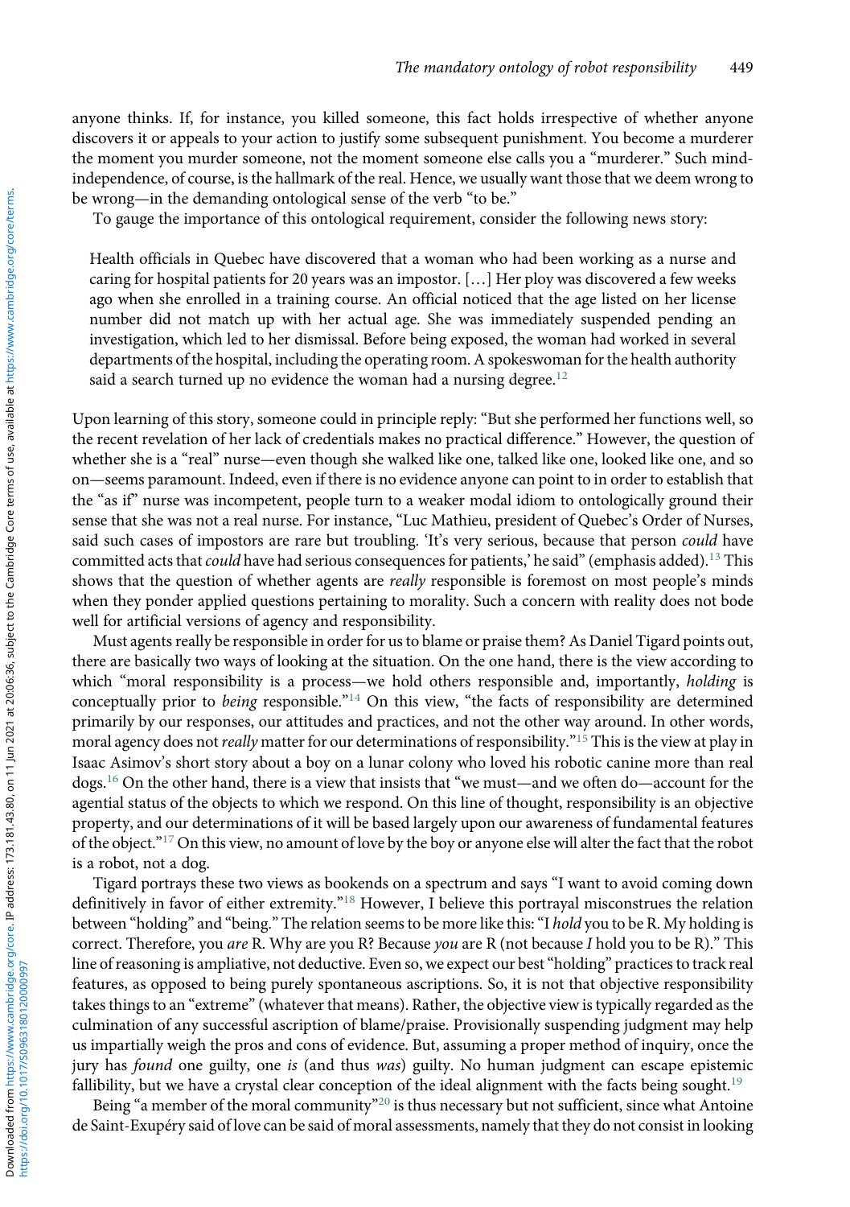anyone thinks. If, for instance, you killed someone, this fact holds irrespective of whether anyone discovers it or appeals to your action to justify some subsequent punishment. You become a murderer the moment you murder someone, not the moment someone else calls you a "murderer." Such mind-independence, of course, is the hallmark of the real. Hence, we usually want those that we deem wrong to be wrong—in the demanding ontological sense of the verb "to be."

To gauge the importance of this ontological requirement, consider the following news story:

> Health officials in Quebec have discovered that a woman who had been working as a nurse and caring for hospital patients for 20 years was an impostor. […] Her ploy was discovered a few weeks ago when she enrolled in a training course. An official noticed that the age listed on her license number did not match up with her actual age. She was immediately suspended pending an investigation, which led to her dismissal. Before being exposed, the woman had worked in several departments of the hospital, including the operating room. A spokeswoman for the health authority said a search turned up no evidence the woman had a nursing degree.[12]

Upon learning of this story, someone could in principle reply: "But she performed her functions well, so the recent revelation of her lack of credentials makes no practical difference." However, the question of whether she is a "real" nurse—even though she walked like one, talked like one, looked like one, and so on—seems paramount. Indeed, even if there is no evidence anyone can point to in order to establish that the "as if" nurse was incompetent, people turn to a weaker modal idiom to ontologically ground their sense that she was not a real nurse. For instance, "Luc Mathieu, president of Quebec's Order of Nurses, said such cases of impostors are rare but troubling. 'It's very serious, because that person *could* have committed acts that *could* have had serious consequences for patients,' he said" (emphasis added).[13] This shows that the question of whether agents are *really* responsible is foremost on most people's minds when they ponder applied questions pertaining to morality. Such a concern with reality does not bode well for artificial versions of agency and responsibility.

Must agents really be responsible in order for us to blame or praise them? As Daniel Tigard points out, there are basically two ways of looking at the situation. On the one hand, there is the view according to which "moral responsibility is a process—we hold others responsible and, importantly, *holding* is conceptually prior to *being* responsible."[14] On this view, "the facts of responsibility are determined primarily by our responses, our attitudes and practices, and not the other way around. In other words, moral agency does not *really* matter for our determinations of responsibility."[15] This is the view at play in Isaac Asimov's short story about a boy on a lunar colony who loved his robotic canine more than real dogs.[16] On the other hand, there is a view that insists that "we must—and we often do—account for the agential status of the objects to which we respond. On this line of thought, responsibility is an objective property, and our determinations of it will be based largely upon our awareness of fundamental features of the object."[17] On this view, no amount of love by the boy or anyone else will alter the fact that the robot is a robot, not a dog.

Tigard portrays these two views as bookends on a spectrum and says "I want to avoid coming down definitively in favor of either extremity."[18] However, I believe this portrayal misconstrues the relation between "holding" and "being." The relation seems to be more like this: "I *hold* you to be R. My holding is correct. Therefore, you *are* R. Why are you R? Because *you* are R (not because *I* hold you to be R)." This line of reasoning is ampliative, not deductive. Even so, we expect our best "holding" practices to track real features, as opposed to being purely spontaneous ascriptions. So, it is not that objective responsibility takes things to an "extreme" (whatever that means). Rather, the objective view is typically regarded as the culmination of any successful ascription of blame/praise. Provisionally suspending judgment may help us impartially weigh the pros and cons of evidence. But, assuming a proper method of inquiry, once the jury has *found* one guilty, one *is* (and thus *was*) guilty. No human judgment can escape epistemic fallibility, but we have a crystal clear conception of the ideal alignment with the facts being sought.[19]

Being "a member of the moral community"[20] is thus necessary but not sufficient, since what Antoine de Saint-Exupéry said of love can be said of moral assessments, namely that they do not consist in looking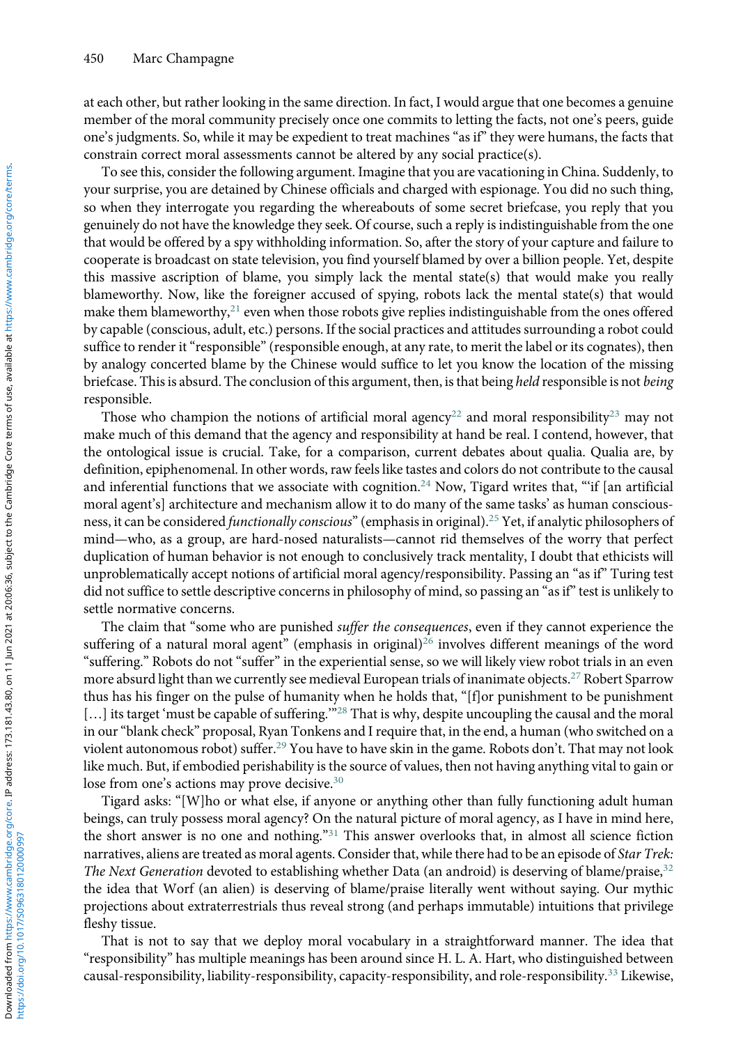at each other, but rather looking in the same direction. In fact, I would argue that one becomes a genuine member of the moral community precisely once one commits to letting the facts, not one's peers, guide one's judgments. So, while it may be expedient to treat machines "as if" they were humans, the facts that constrain correct moral assessments cannot be altered by any social practice(s).

To see this, consider the following argument. Imagine that you are vacationing in China. Suddenly, to your surprise, you are detained by Chinese officials and charged with espionage. You did no such thing, so when they interrogate you regarding the whereabouts of some secret briefcase, you reply that you genuinely do not have the knowledge they seek. Of course, such a reply is indistinguishable from the one that would be offered by a spy withholding information. So, after the story of your capture and failure to cooperate is broadcast on state television, you find yourself blamed by over a billion people. Yet, despite this massive ascription of blame, you simply lack the mental state(s) that would make you really blameworthy. Now, like the foreigner accused of spying, robots lack the mental state(s) that would make them blameworthy,[21] even when those robots give replies indistinguishable from the ones offered by capable (conscious, adult, etc.) persons. If the social practices and attitudes surrounding a robot could suffice to render it "responsible" (responsible enough, at any rate, to merit the label or its cognates), then by analogy concerted blame by the Chinese would suffice to let you know the location of the missing briefcase. This is absurd. The conclusion of this argument, then, is that being *held* responsible is not *being* responsible.

Those who champion the notions of artificial moral agency[22] and moral responsibility[23] may not make much of this demand that the agency and responsibility at hand be real. I contend, however, that the ontological issue is crucial. Take, for a comparison, current debates about qualia. Qualia are, by definition, epiphenomenal. In other words, raw feels like tastes and colors do not contribute to the causal and inferential functions that we associate with cognition.[24] Now, Tigard writes that, "'if [an artificial moral agent's] architecture and mechanism allow it to do many of the same tasks' as human consciousness, it can be considered *functionally conscious*" (emphasis in original).[25] Yet, if analytic philosophers of mind—who, as a group, are hard-nosed naturalists—cannot rid themselves of the worry that perfect duplication of human behavior is not enough to conclusively track mentality, I doubt that ethicists will unproblematically accept notions of artificial moral agency/responsibility. Passing an "as if" Turing test did not suffice to settle descriptive concerns in philosophy of mind, so passing an "as if" test is unlikely to settle normative concerns.

The claim that "some who are punished *suffer the consequences*, even if they cannot experience the suffering of a natural moral agent" (emphasis in original)[26] involves different meanings of the word "suffering." Robots do not "suffer" in the experiential sense, so we will likely view robot trials in an even more absurd light than we currently see medieval European trials of inanimate objects.[27] Robert Sparrow thus has his finger on the pulse of humanity when he holds that, "[f]or punishment to be punishment […] its target 'must be capable of suffering.'"[28] That is why, despite uncoupling the causal and the moral in our "blank check" proposal, Ryan Tonkens and I require that, in the end, a human (who switched on a violent autonomous robot) suffer.[29] You have to have skin in the game. Robots don't. That may not look like much. But, if embodied perishability is the source of values, then not having anything vital to gain or lose from one's actions may prove decisive.[30]

Tigard asks: "[W]ho or what else, if anyone or anything other than fully functioning adult human beings, can truly possess moral agency? On the natural picture of moral agency, as I have in mind here, the short answer is no one and nothing."[31] This answer overlooks that, in almost all science fiction narratives, aliens are treated as moral agents. Consider that, while there had to be an episode of *Star Trek: The Next Generation* devoted to establishing whether Data (an android) is deserving of blame/praise,[32] the idea that Worf (an alien) is deserving of blame/praise literally went without saying. Our mythic projections about extraterrestrials thus reveal strong (and perhaps immutable) intuitions that privilege fleshy tissue.

That is not to say that we deploy moral vocabulary in a straightforward manner. The idea that "responsibility" has multiple meanings has been around since H. L. A. Hart, who distinguished between causal-responsibility, liability-responsibility, capacity-responsibility, and role-responsibility.[33] Likewise,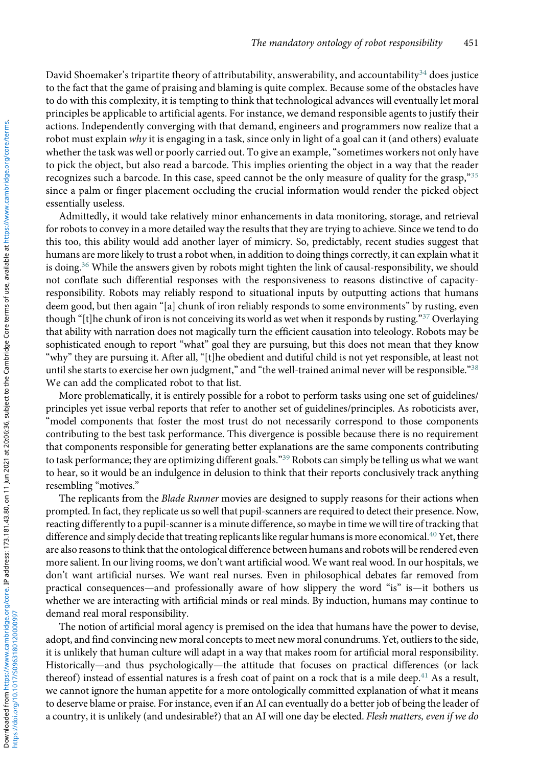David Shoemaker's tripartite theory of attributability, answerability, and accountability[34] does justice to the fact that the game of praising and blaming is quite complex. Because some of the obstacles have to do with this complexity, it is tempting to think that technological advances will eventually let moral principles be applicable to artificial agents. For instance, we demand responsible agents to justify their actions. Independently converging with that demand, engineers and programmers now realize that a robot must explain *why* it is engaging in a task, since only in light of a goal can it (and others) evaluate whether the task was well or poorly carried out. To give an example, "sometimes workers not only have to pick the object, but also read a barcode. This implies orienting the object in a way that the reader recognizes such a barcode. In this case, speed cannot be the only measure of quality for the grasp,"[35] since a palm or finger placement occluding the crucial information would render the picked object essentially useless.

Admittedly, it would take relatively minor enhancements in data monitoring, storage, and retrieval for robots to convey in a more detailed way the results that they are trying to achieve. Since we tend to do this too, this ability would add another layer of mimicry. So, predictably, recent studies suggest that humans are more likely to trust a robot when, in addition to doing things correctly, it can explain what it is doing.[36] While the answers given by robots might tighten the link of causal-responsibility, we should not conflate such differential responses with the responsiveness to reasons distinctive of capacity-responsibility. Robots may reliably respond to situational inputs by outputting actions that humans deem good, but then again "[a] chunk of iron reliably responds to some environments" by rusting, even though "[t]he chunk of iron is not conceiving its world as wet when it responds by rusting."[37] Overlaying that ability with narration does not magically turn the efficient causation into teleology. Robots may be sophisticated enough to report "what" goal they are pursuing, but this does not mean that they know "why" they are pursuing it. After all, "[t]he obedient and dutiful child is not yet responsible, at least not until she starts to exercise her own judgment," and "the well-trained animal never will be responsible."[38] We can add the complicated robot to that list.

More problematically, it is entirely possible for a robot to perform tasks using one set of guidelines/principles yet issue verbal reports that refer to another set of guidelines/principles. As roboticists aver, "model components that foster the most trust do not necessarily correspond to those components contributing to the best task performance. This divergence is possible because there is no requirement that components responsible for generating better explanations are the same components contributing to task performance; they are optimizing different goals."[39] Robots can simply be telling us what we want to hear, so it would be an indulgence in delusion to think that their reports conclusively track anything resembling "motives."

The replicants from the *Blade Runner* movies are designed to supply reasons for their actions when prompted. In fact, they replicate us so well that pupil-scanners are required to detect their presence. Now, reacting differently to a pupil-scanner is a minute difference, so maybe in time we will tire of tracking that difference and simply decide that treating replicants like regular humans is more economical.[40] Yet, there are also reasons to think that the ontological difference between humans and robots will be rendered even more salient. In our living rooms, we don't want artificial wood. We want real wood. In our hospitals, we don't want artificial nurses. We want real nurses. Even in philosophical debates far removed from practical consequences—and professionally aware of how slippery the word "is" is—it bothers us whether we are interacting with artificial minds or real minds. By induction, humans may continue to demand real moral responsibility.

The notion of artificial moral agency is premised on the idea that humans have the power to devise, adopt, and find convincing new moral concepts to meet new moral conundrums. Yet, outliers to the side, it is unlikely that human culture will adapt in a way that makes room for artificial moral responsibility. Historically—and thus psychologically—the attitude that focuses on practical differences (or lack thereof) instead of essential natures is a fresh coat of paint on a rock that is a mile deep.[41] As a result, we cannot ignore the human appetite for a more ontologically committed explanation of what it means to deserve blame or praise. For instance, even if an AI can eventually do a better job of being the leader of a country, it is unlikely (and undesirable?) that an AI will one day be elected. *Flesh matters, even if we do*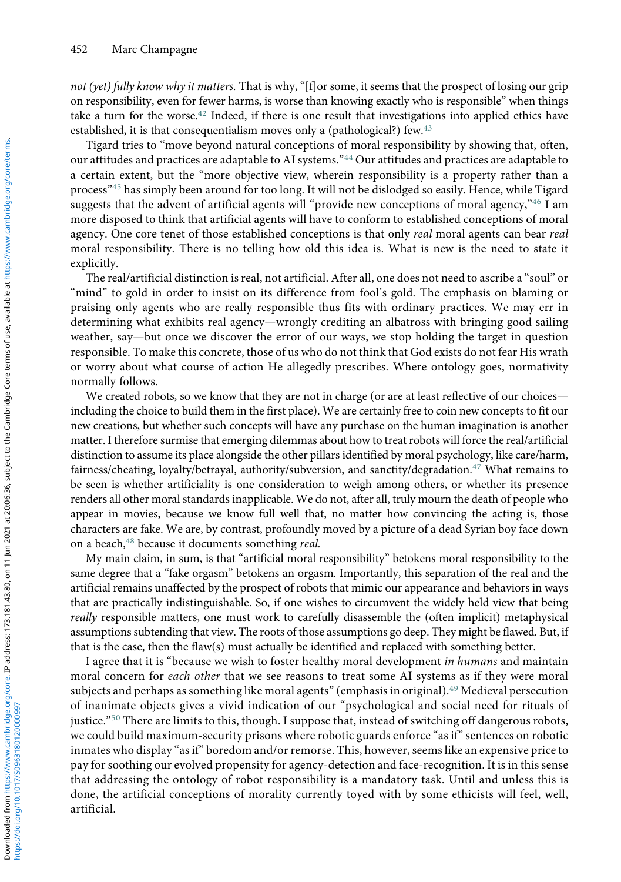*not (yet) fully know why it matters.* That is why, "[f]or some, it seems that the prospect of losing our grip on responsibility, even for fewer harms, is worse than knowing exactly who is responsible" when things take a turn for the worse.[42] Indeed, if there is one result that investigations into applied ethics have established, it is that consequentialism moves only a (pathological?) few.[43]

Tigard tries to "move beyond natural conceptions of moral responsibility by showing that, often, our attitudes and practices are adaptable to AI systems."[44] Our attitudes and practices are adaptable to a certain extent, but the "more objective view, wherein responsibility is a property rather than a process"[45] has simply been around for too long. It will not be dislodged so easily. Hence, while Tigard suggests that the advent of artificial agents will "provide new conceptions of moral agency,"[46] I am more disposed to think that artificial agents will have to conform to established conceptions of moral agency. One core tenet of those established conceptions is that only *real* moral agents can bear *real* moral responsibility. There is no telling how old this idea is. What is new is the need to state it explicitly.

The real/artificial distinction is real, not artificial. After all, one does not need to ascribe a "soul" or "mind" to gold in order to insist on its difference from fool's gold. The emphasis on blaming or praising only agents who are really responsible thus fits with ordinary practices. We may err in determining what exhibits real agency—wrongly crediting an albatross with bringing good sailing weather, say—but once we discover the error of our ways, we stop holding the target in question responsible. To make this concrete, those of us who do not think that God exists do not fear His wrath or worry about what course of action He allegedly prescribes. Where ontology goes, normativity normally follows.

We created robots, so we know that they are not in charge (or are at least reflective of our choices—including the choice to build them in the first place). We are certainly free to coin new concepts to fit our new creations, but whether such concepts will have any purchase on the human imagination is another matter. I therefore surmise that emerging dilemmas about how to treat robots will force the real/artificial distinction to assume its place alongside the other pillars identified by moral psychology, like care/harm, fairness/cheating, loyalty/betrayal, authority/subversion, and sanctity/degradation.[47] What remains to be seen is whether artificiality is one consideration to weigh among others, or whether its presence renders all other moral standards inapplicable. We do not, after all, truly mourn the death of people who appear in movies, because we know full well that, no matter how convincing the acting is, those characters are fake. We are, by contrast, profoundly moved by a picture of a dead Syrian boy face down on a beach,[48] because it documents something *real*.

My main claim, in sum, is that "artificial moral responsibility" betokens moral responsibility to the same degree that a "fake orgasm" betokens an orgasm. Importantly, this separation of the real and the artificial remains unaffected by the prospect of robots that mimic our appearance and behaviors in ways that are practically indistinguishable. So, if one wishes to circumvent the widely held view that being *really* responsible matters, one must work to carefully disassemble the (often implicit) metaphysical assumptions subtending that view. The roots of those assumptions go deep. They might be flawed. But, if that is the case, then the flaw(s) must actually be identified and replaced with something better.

I agree that it is "because we wish to foster healthy moral development *in humans* and maintain moral concern for *each other* that we see reasons to treat some AI systems as if they were moral subjects and perhaps as something like moral agents" (emphasis in original).[49] Medieval persecution of inanimate objects gives a vivid indication of our "psychological and social need for rituals of justice."[50] There are limits to this, though. I suppose that, instead of switching off dangerous robots, we could build maximum-security prisons where robotic guards enforce "as if" sentences on robotic inmates who display "as if" boredom and/or remorse. This, however, seems like an expensive price to pay for soothing our evolved propensity for agency-detection and face-recognition. It is in this sense that addressing the ontology of robot responsibility is a mandatory task. Until and unless this is done, the artificial conceptions of morality currently toyed with by some ethicists will feel, well, artificial.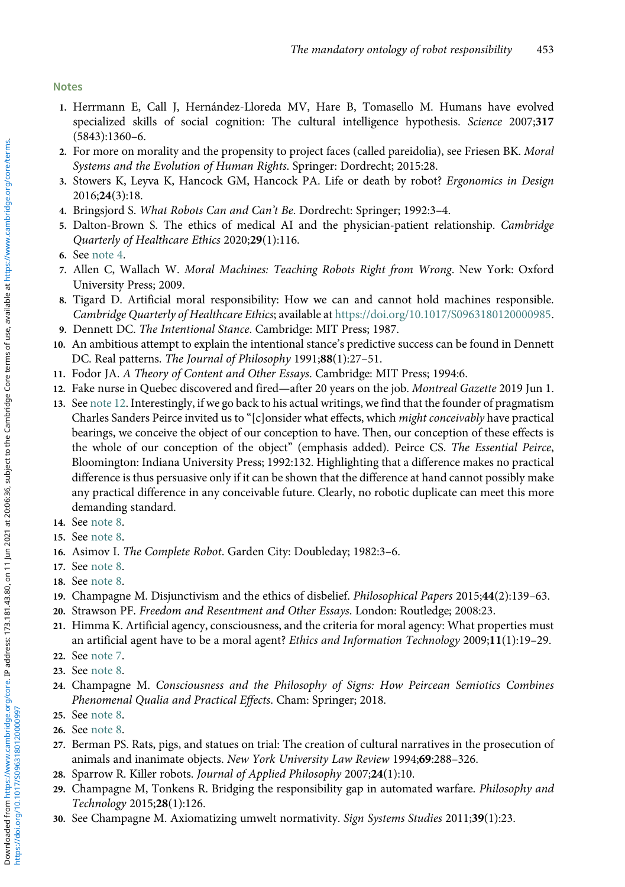## Notes

1. Herrmann E, Call J, Hernández-Lloreda MV, Hare B, Tomasello M. Humans have evolved specialized skills of social cognition: The cultural intelligence hypothesis. *Science* 2007;**317** (5843):1360–6.
2. For more on morality and the propensity to project faces (called pareidolia), see Friesen BK. *Moral Systems and the Evolution of Human Rights*. Springer: Dordrecht; 2015:28.
3. Stowers K, Leyva K, Hancock GM, Hancock PA. Life or death by robot? *Ergonomics in Design* 2016;**24**(3):18.
4. Bringsjord S. *What Robots Can and Can't Be*. Dordrecht: Springer; 1992:3–4.
5. Dalton-Brown S. The ethics of medical AI and the physician-patient relationship. *Cambridge Quarterly of Healthcare Ethics* 2020;**29**(1):116.
6. See note 4.
7. Allen C, Wallach W. *Moral Machines: Teaching Robots Right from Wrong*. New York: Oxford University Press; 2009.
8. Tigard D. Artificial moral responsibility: How we can and cannot hold machines responsible. *Cambridge Quarterly of Healthcare Ethics*; available at https://doi.org/10.1017/S0963180120000985.
9. Dennett DC. *The Intentional Stance*. Cambridge: MIT Press; 1987.
10. An ambitious attempt to explain the intentional stance's predictive success can be found in Dennett DC. Real patterns. *The Journal of Philosophy* 1991;**88**(1):27–51.
11. Fodor JA. *A Theory of Content and Other Essays*. Cambridge: MIT Press; 1994:6.
12. Fake nurse in Quebec discovered and fired—after 20 years on the job. *Montreal Gazette* 2019 Jun 1.
13. See note 12. Interestingly, if we go back to his actual writings, we find that the founder of pragmatism Charles Sanders Peirce invited us to "[c]onsider what effects, which *might conceivably* have practical bearings, we conceive the object of our conception to have. Then, our conception of these effects is the whole of our conception of the object" (emphasis added). Peirce CS. *The Essential Peirce*, Bloomington: Indiana University Press; 1992:132. Highlighting that a difference makes no practical difference is thus persuasive only if it can be shown that the difference at hand cannot possibly make any practical difference in any conceivable future. Clearly, no robotic duplicate can meet this more demanding standard.
14. See note 8.
15. See note 8.
16. Asimov I. *The Complete Robot*. Garden City: Doubleday; 1982:3–6.
17. See note 8.
18. See note 8.
19. Champagne M. Disjunctivism and the ethics of disbelief. *Philosophical Papers* 2015;**44**(2):139–63.
20. Strawson PF. *Freedom and Resentment and Other Essays*. London: Routledge; 2008:23.
21. Himma K. Artificial agency, consciousness, and the criteria for moral agency: What properties must an artificial agent have to be a moral agent? *Ethics and Information Technology* 2009;**11**(1):19–29.
22. See note 7.
23. See note 8.
24. Champagne M. *Consciousness and the Philosophy of Signs: How Peircean Semiotics Combines Phenomenal Qualia and Practical Effects*. Cham: Springer; 2018.
25. See note 8.
26. See note 8.
27. Berman PS. Rats, pigs, and statues on trial: The creation of cultural narratives in the prosecution of animals and inanimate objects. *New York University Law Review* 1994;**69**:288–326.
28. Sparrow R. Killer robots. *Journal of Applied Philosophy* 2007;**24**(1):10.
29. Champagne M, Tonkens R. Bridging the responsibility gap in automated warfare. *Philosophy and Technology* 2015;**28**(1):126.
30. See Champagne M. Axiomatizing umwelt normativity. *Sign Systems Studies* 2011;**39**(1):23.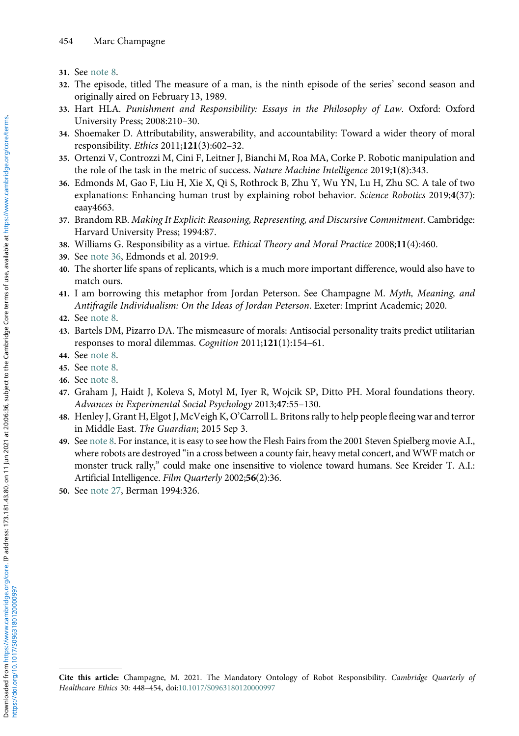31. See note 8.
32. The episode, titled The measure of a man, is the ninth episode of the series' second season and originally aired on February 13, 1989.
33. Hart HLA. *Punishment and Responsibility: Essays in the Philosophy of Law*. Oxford: Oxford University Press; 2008:210–30.
34. Shoemaker D. Attributability, answerability, and accountability: Toward a wider theory of moral responsibility. *Ethics* 2011;**121**(3):602–32.
35. Ortenzi V, Controzzi M, Cini F, Leitner J, Bianchi M, Roa MA, Corke P. Robotic manipulation and the role of the task in the metric of success. *Nature Machine Intelligence* 2019;**1**(8):343.
36. Edmonds M, Gao F, Liu H, Xie X, Qi S, Rothrock B, Zhu Y, Wu YN, Lu H, Zhu SC. A tale of two explanations: Enhancing human trust by explaining robot behavior. *Science Robotics* 2019;**4**(37): eaay4663.
37. Brandom RB. *Making It Explicit: Reasoning, Representing, and Discursive Commitment*. Cambridge: Harvard University Press; 1994:87.
38. Williams G. Responsibility as a virtue. *Ethical Theory and Moral Practice* 2008;**11**(4):460.
39. See note 36, Edmonds et al. 2019:9.
40. The shorter life spans of replicants, which is a much more important difference, would also have to match ours.
41. I am borrowing this metaphor from Jordan Peterson. See Champagne M. *Myth, Meaning, and Antifragile Individualism: On the Ideas of Jordan Peterson*. Exeter: Imprint Academic; 2020.
42. See note 8.
43. Bartels DM, Pizarro DA. The mismeasure of morals: Antisocial personality traits predict utilitarian responses to moral dilemmas. *Cognition* 2011;**121**(1):154–61.
44. See note 8.
45. See note 8.
46. See note 8.
47. Graham J, Haidt J, Koleva S, Motyl M, Iyer R, Wojcik SP, Ditto PH. Moral foundations theory. *Advances in Experimental Social Psychology* 2013;**47**:55–130.
48. Henley J, Grant H, Elgot J, McVeigh K, O'Carroll L. Britons rally to help people fleeing war and terror in Middle East. *The Guardian*; 2015 Sep 3.
49. See note 8. For instance, it is easy to see how the Flesh Fairs from the 2001 Steven Spielberg movie A.I., where robots are destroyed "in a cross between a county fair, heavy metal concert, and WWF match or monster truck rally," could make one insensitive to violence toward humans. See Kreider T. A.I.: Artificial Intelligence. *Film Quarterly* 2002;**56**(2):36.
50. See note 27, Berman 1994:326.

**Cite this article:** Champagne, M. 2021. The Mandatory Ontology of Robot Responsibility. *Cambridge Quarterly of Healthcare Ethics* 30: 448–454, doi:10.1017/S0963180120000997